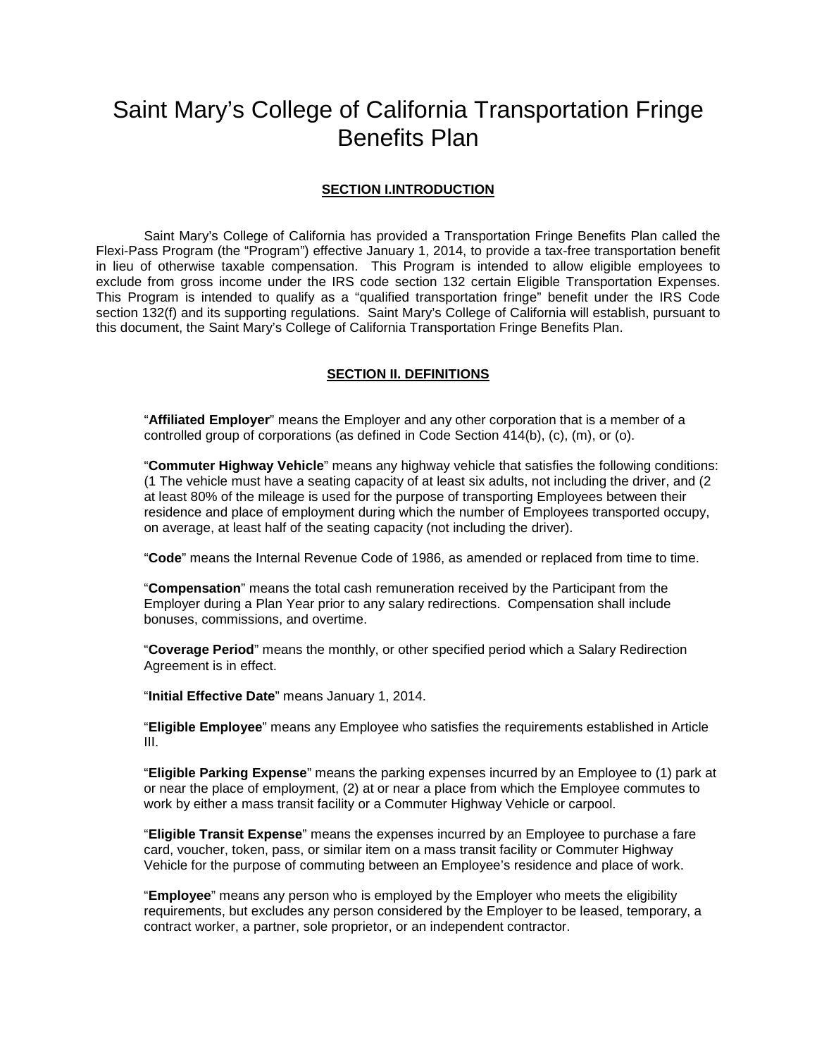# Saint Mary's College of California Transportation Fringe Benefits Plan

## SECTION I.INTRODUCTION

Saint Mary's College of California has provided a Transportation Fringe Benefits Plan called the Flexi-Pass Program (the "Program") effective January 1, 2014, to provide a tax-free transportation benefit in lieu of otherwise taxable compensation. This Program is intended to allow eligible employees to exclude from gross income under the IRS code section 132 certain Eligible Transportation Expenses. This Program is intended to qualify as a "qualified transportation fringe" benefit under the IRS Code section 132(f) and its supporting regulations. Saint Mary's College of California will establish, pursuant to this document, the Saint Mary's College of California Transportation Fringe Benefits Plan.

## SECTION II. DEFINITIONS

"**Affiliated Employer**" means the Employer and any other corporation that is a member of a controlled group of corporations (as defined in Code Section 414(b), (c), (m), or (o).

"**Commuter Highway Vehicle**" means any highway vehicle that satisfies the following conditions: (1 The vehicle must have a seating capacity of at least six adults, not including the driver, and (2 at least 80% of the mileage is used for the purpose of transporting Employees between their residence and place of employment during which the number of Employees transported occupy, on average, at least half of the seating capacity (not including the driver).

"**Code**" means the Internal Revenue Code of 1986, as amended or replaced from time to time.

"**Compensation**" means the total cash remuneration received by the Participant from the Employer during a Plan Year prior to any salary redirections. Compensation shall include bonuses, commissions, and overtime.

"**Coverage Period**" means the monthly, or other specified period which a Salary Redirection Agreement is in effect.

"**Initial Effective Date**" means January 1, 2014.

"**Eligible Employee**" means any Employee who satisfies the requirements established in Article III.

"**Eligible Parking Expense**" means the parking expenses incurred by an Employee to (1) park at or near the place of employment, (2) at or near a place from which the Employee commutes to work by either a mass transit facility or a Commuter Highway Vehicle or carpool.

"**Eligible Transit Expense**" means the expenses incurred by an Employee to purchase a fare card, voucher, token, pass, or similar item on a mass transit facility or Commuter Highway Vehicle for the purpose of commuting between an Employee's residence and place of work.

"**Employee**" means any person who is employed by the Employer who meets the eligibility requirements, but excludes any person considered by the Employer to be leased, temporary, a contract worker, a partner, sole proprietor, or an independent contractor.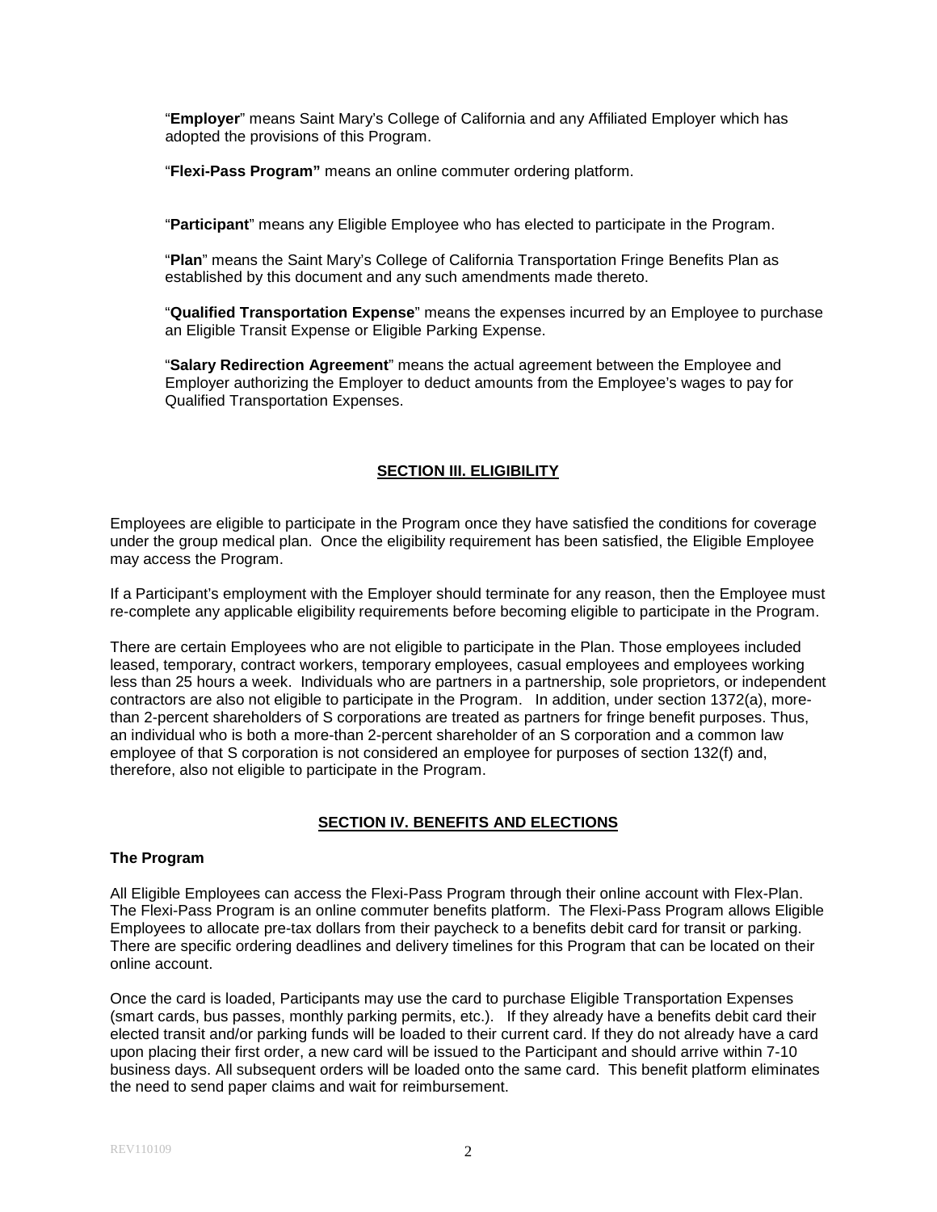"**Employer**" means Saint Mary's College of California and any Affiliated Employer which has adopted the provisions of this Program.

"**Flexi-Pass Program"** means an online commuter ordering platform.

"**Participant**" means any Eligible Employee who has elected to participate in the Program.

"**Plan**" means the Saint Mary's College of California Transportation Fringe Benefits Plan as established by this document and any such amendments made thereto.

"**Qualified Transportation Expense**" means the expenses incurred by an Employee to purchase an Eligible Transit Expense or Eligible Parking Expense.

"**Salary Redirection Agreement**" means the actual agreement between the Employee and Employer authorizing the Employer to deduct amounts from the Employee's wages to pay for Qualified Transportation Expenses.

## SECTION III. ELIGIBILITY

Employees are eligible to participate in the Program once they have satisfied the conditions for coverage under the group medical plan. Once the eligibility requirement has been satisfied, the Eligible Employee may access the Program.

If a Participant's employment with the Employer should terminate for any reason, then the Employee must re-complete any applicable eligibility requirements before becoming eligible to participate in the Program.

There are certain Employees who are not eligible to participate in the Plan. Those employees included leased, temporary, contract workers, temporary employees, casual employees and employees working less than 25 hours a week. Individuals who are partners in a partnership, sole proprietors, or independent contractors are also not eligible to participate in the Program. In addition, under section 1372(a), more-than 2-percent shareholders of S corporations are treated as partners for fringe benefit purposes. Thus, an individual who is both a more-than 2-percent shareholder of an S corporation and a common law employee of that S corporation is not considered an employee for purposes of section 132(f) and, therefore, also not eligible to participate in the Program.

## SECTION IV. BENEFITS AND ELECTIONS

### The Program

All Eligible Employees can access the Flexi-Pass Program through their online account with Flex-Plan. The Flexi-Pass Program is an online commuter benefits platform. The Flexi-Pass Program allows Eligible Employees to allocate pre-tax dollars from their paycheck to a benefits debit card for transit or parking. There are specific ordering deadlines and delivery timelines for this Program that can be located on their online account.

Once the card is loaded, Participants may use the card to purchase Eligible Transportation Expenses (smart cards, bus passes, monthly parking permits, etc.). If they already have a benefits debit card their elected transit and/or parking funds will be loaded to their current card. If they do not already have a card upon placing their first order, a new card will be issued to the Participant and should arrive within 7-10 business days. All subsequent orders will be loaded onto the same card. This benefit platform eliminates the need to send paper claims and wait for reimbursement.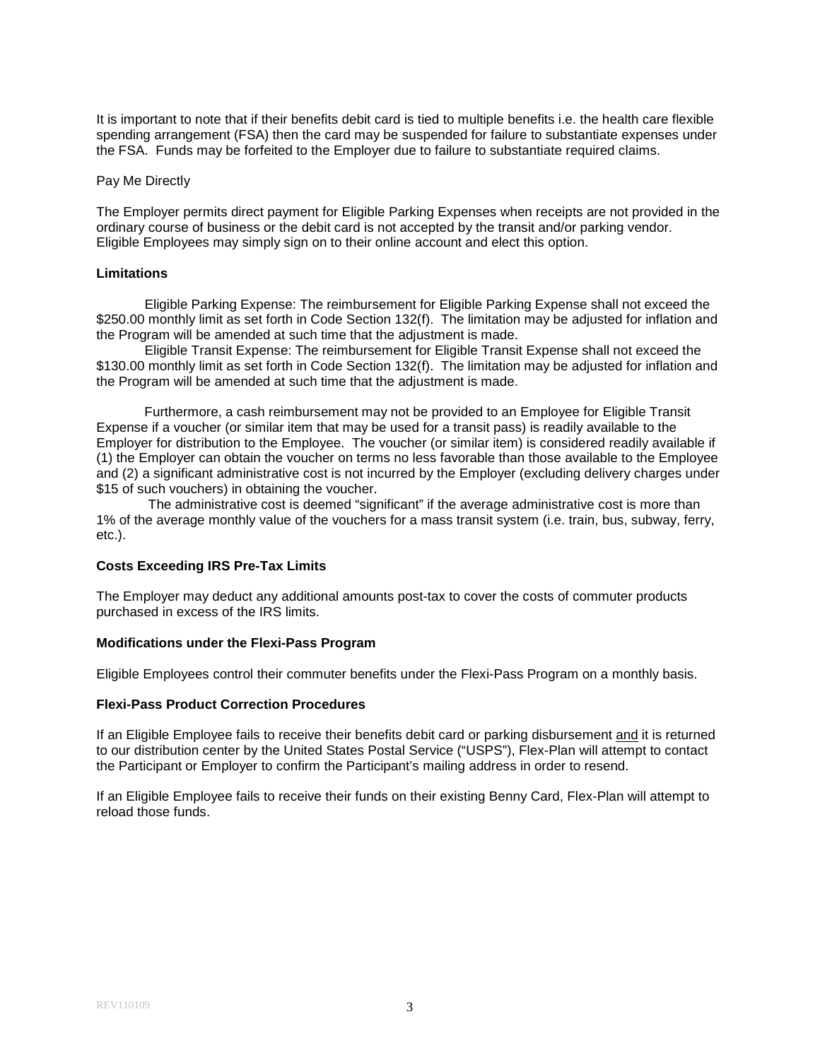It is important to note that if their benefits debit card is tied to multiple benefits i.e. the health care flexible spending arrangement (FSA) then the card may be suspended for failure to substantiate expenses under the FSA. Funds may be forfeited to the Employer due to failure to substantiate required claims.

Pay Me Directly

The Employer permits direct payment for Eligible Parking Expenses when receipts are not provided in the ordinary course of business or the debit card is not accepted by the transit and/or parking vendor. Eligible Employees may simply sign on to their online account and elect this option.

**Limitations**

Eligible Parking Expense: The reimbursement for Eligible Parking Expense shall not exceed the $250.00 monthly limit as set forth in Code Section 132(f). The limitation may be adjusted for inflation and the Program will be amended at such time that the adjustment is made.

Eligible Transit Expense: The reimbursement for Eligible Transit Expense shall not exceed the $130.00 monthly limit as set forth in Code Section 132(f). The limitation may be adjusted for inflation and the Program will be amended at such time that the adjustment is made.

Furthermore, a cash reimbursement may not be provided to an Employee for Eligible Transit Expense if a voucher (or similar item that may be used for a transit pass) is readily available to the Employer for distribution to the Employee. The voucher (or similar item) is considered readily available if (1) the Employer can obtain the voucher on terms no less favorable than those available to the Employee and (2) a significant administrative cost is not incurred by the Employer (excluding delivery charges under $15 of such vouchers) in obtaining the voucher.

The administrative cost is deemed "significant" if the average administrative cost is more than 1% of the average monthly value of the vouchers for a mass transit system (i.e. train, bus, subway, ferry, etc.).

**Costs Exceeding IRS Pre-Tax Limits**

The Employer may deduct any additional amounts post-tax to cover the costs of commuter products purchased in excess of the IRS limits.

**Modifications under the Flexi-Pass Program**

Eligible Employees control their commuter benefits under the Flexi-Pass Program on a monthly basis.

**Flexi-Pass Product Correction Procedures**

If an Eligible Employee fails to receive their benefits debit card or parking disbursement <u>and</u> it is returned to our distribution center by the United States Postal Service ("USPS"), Flex-Plan will attempt to contact the Participant or Employer to confirm the Participant's mailing address in order to resend.

If an Eligible Employee fails to receive their funds on their existing Benny Card, Flex-Plan will attempt to reload those funds.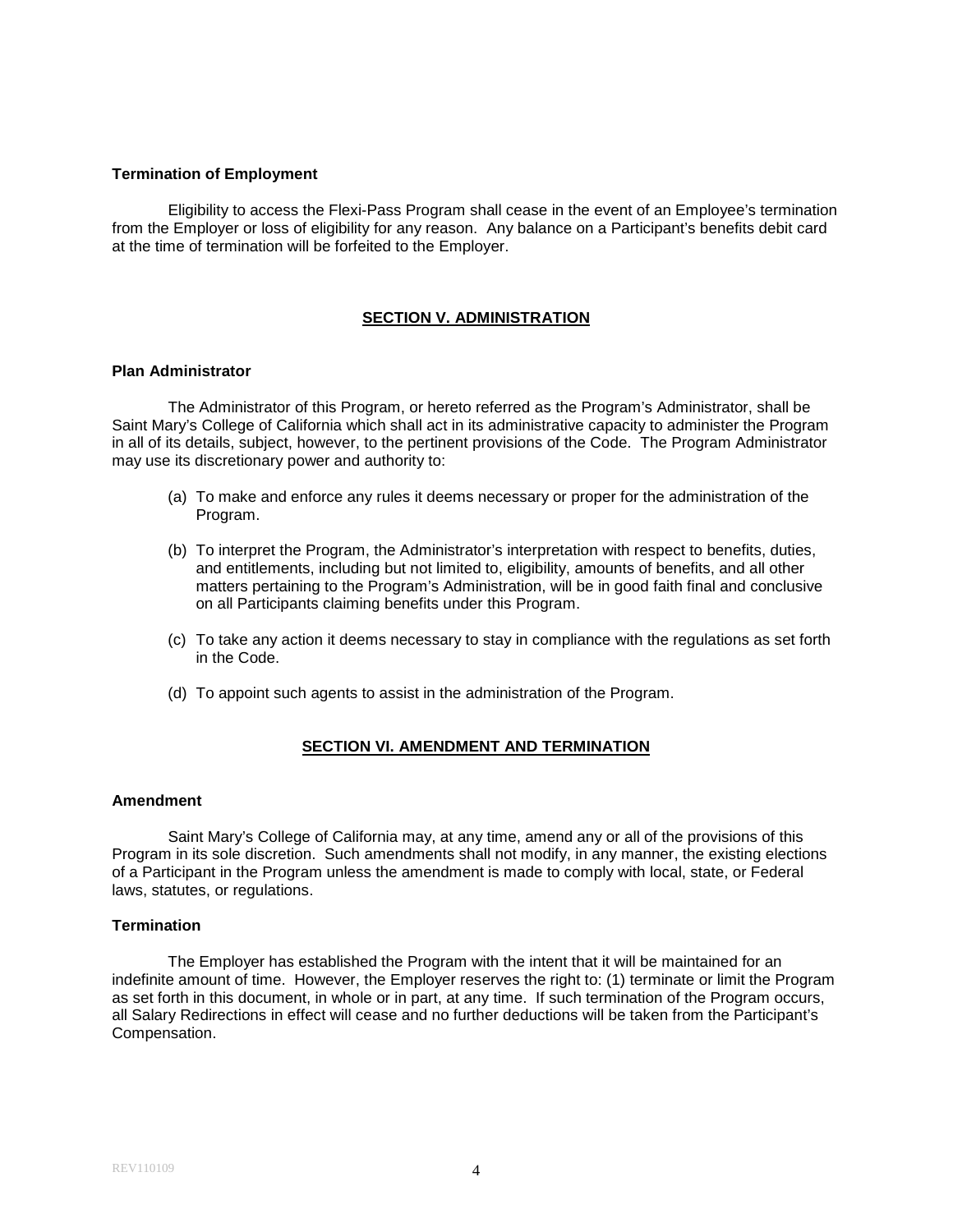**Termination of Employment**

Eligibility to access the Flexi-Pass Program shall cease in the event of an Employee's termination from the Employer or loss of eligibility for any reason. Any balance on a Participant's benefits debit card at the time of termination will be forfeited to the Employer.

## SECTION V. ADMINISTRATION

**Plan Administrator**

The Administrator of this Program, or hereto referred as the Program's Administrator, shall be Saint Mary's College of California which shall act in its administrative capacity to administer the Program in all of its details, subject, however, to the pertinent provisions of the Code. The Program Administrator may use its discretionary power and authority to:

(a) To make and enforce any rules it deems necessary or proper for the administration of the Program.

(b) To interpret the Program, the Administrator's interpretation with respect to benefits, duties, and entitlements, including but not limited to, eligibility, amounts of benefits, and all other matters pertaining to the Program's Administration, will be in good faith final and conclusive on all Participants claiming benefits under this Program.

(c) To take any action it deems necessary to stay in compliance with the regulations as set forth in the Code.

(d) To appoint such agents to assist in the administration of the Program.

## SECTION VI. AMENDMENT AND TERMINATION

**Amendment**

Saint Mary's College of California may, at any time, amend any or all of the provisions of this Program in its sole discretion. Such amendments shall not modify, in any manner, the existing elections of a Participant in the Program unless the amendment is made to comply with local, state, or Federal laws, statutes, or regulations.

**Termination**

The Employer has established the Program with the intent that it will be maintained for an indefinite amount of time. However, the Employer reserves the right to: (1) terminate or limit the Program as set forth in this document, in whole or in part, at any time. If such termination of the Program occurs, all Salary Redirections in effect will cease and no further deductions will be taken from the Participant's Compensation.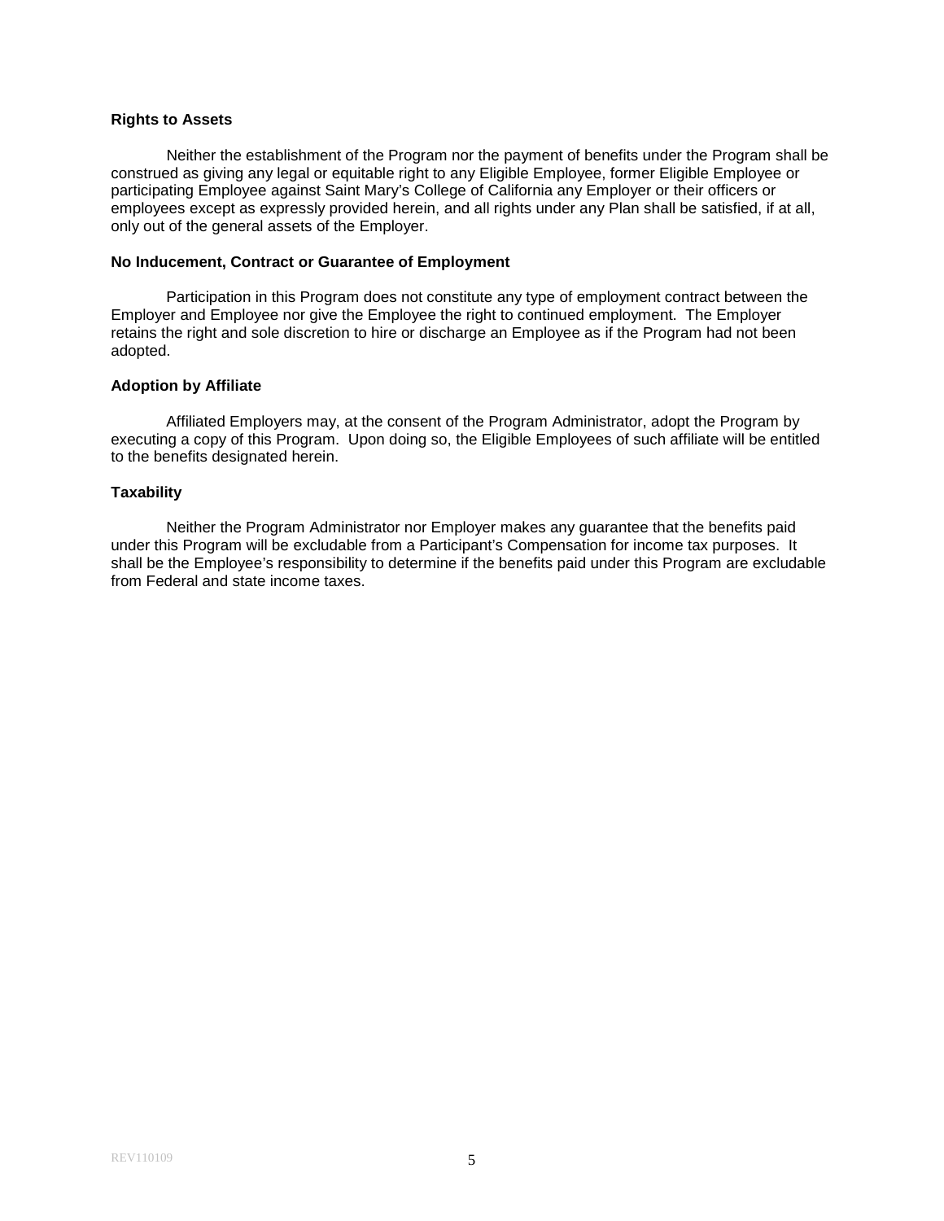**Rights to Assets**

Neither the establishment of the Program nor the payment of benefits under the Program shall be construed as giving any legal or equitable right to any Eligible Employee, former Eligible Employee or participating Employee against Saint Mary's College of California any Employer or their officers or employees except as expressly provided herein, and all rights under any Plan shall be satisfied, if at all, only out of the general assets of the Employer.

**No Inducement, Contract or Guarantee of Employment**

Participation in this Program does not constitute any type of employment contract between the Employer and Employee nor give the Employee the right to continued employment. The Employer retains the right and sole discretion to hire or discharge an Employee as if the Program had not been adopted.

**Adoption by Affiliate**

Affiliated Employers may, at the consent of the Program Administrator, adopt the Program by executing a copy of this Program. Upon doing so, the Eligible Employees of such affiliate will be entitled to the benefits designated herein.

**Taxability**

Neither the Program Administrator nor Employer makes any guarantee that the benefits paid under this Program will be excludable from a Participant's Compensation for income tax purposes. It shall be the Employee's responsibility to determine if the benefits paid under this Program are excludable from Federal and state income taxes.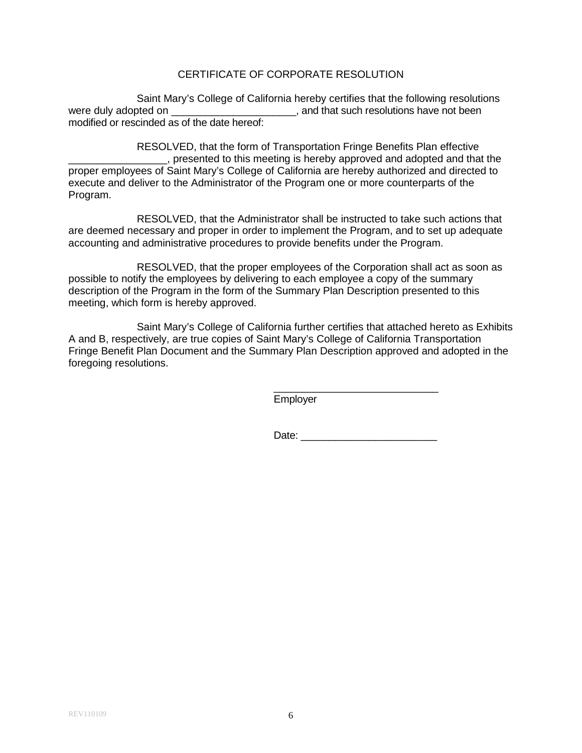# CERTIFICATE OF CORPORATE RESOLUTION

Saint Mary's College of California hereby certifies that the following resolutions were duly adopted on ______________________, and that such resolutions have not been modified or rescinded as of the date hereof:

RESOLVED, that the form of Transportation Fringe Benefits Plan effective _________________, presented to this meeting is hereby approved and adopted and that the proper employees of Saint Mary's College of California are hereby authorized and directed to execute and deliver to the Administrator of the Program one or more counterparts of the Program.

RESOLVED, that the Administrator shall be instructed to take such actions that are deemed necessary and proper in order to implement the Program, and to set up adequate accounting and administrative procedures to provide benefits under the Program.

RESOLVED, that the proper employees of the Corporation shall act as soon as possible to notify the employees by delivering to each employee a copy of the summary description of the Program in the form of the Summary Plan Description presented to this meeting, which form is hereby approved.

Saint Mary's College of California further certifies that attached hereto as Exhibits A and B, respectively, are true copies of Saint Mary's College of California Transportation Fringe Benefit Plan Document and the Summary Plan Description approved and adopted in the foregoing resolutions.

____________________________
Employer

Date: ________________________

REV110109